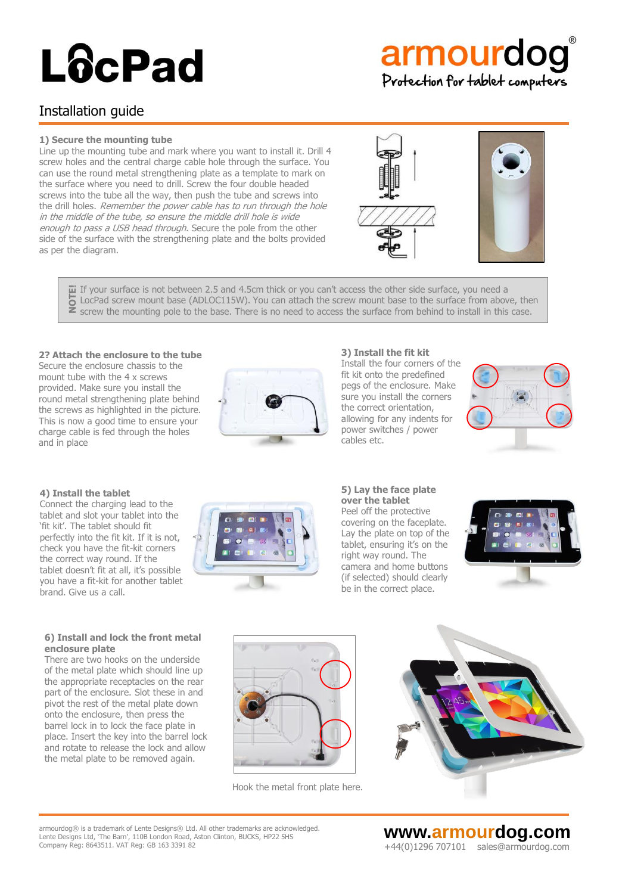# LocPad

armourdog®
Protection for tablet computers

## Installation guide

### 1) Secure the mounting tube

Line up the mounting tube and mark where you want to install it. Drill 4 screw holes and the central charge cable hole through the surface. You can use the round metal strengthening plate as a template to mark on the surface where you need to drill. Screw the four double headed screws into the tube all the way, then push the tube and screws into the drill holes. *Remember the power cable has to run through the hole in the middle of the tube, so ensure the middle drill hole is wide enough to pass a USB head through.* Secure the pole from the other side of the surface with the strengthening plate and the bolts provided as per the diagram.

> **NOTE!** If your surface is not between 2.5 and 4.5cm thick or you can't access the other side surface, you need a LocPad screw mount base (ADLOC115W). You can attach the screw mount base to the surface from above, then screw the mounting pole to the base. There is no need to access the surface from behind to install in this case.

### 2? Attach the enclosure to the tube

Secure the enclosure chassis to the mount tube with the 4 x screws provided. Make sure you install the round metal strengthening plate behind the screws as highlighted in the picture. This is now a good time to ensure your charge cable is fed through the holes and in place

### 3) Install the fit kit

Install the four corners of the fit kit onto the predefined pegs of the enclosure. Make sure you install the corners the correct orientation, allowing for any indents for power switches / power cables etc.

### 4) Install the tablet

Connect the charging lead to the tablet and slot your tablet into the 'fit kit'. The tablet should fit perfectly into the fit kit. If it is not, check you have the fit-kit corners the correct way round. If the tablet doesn't fit at all, it's possible you have a fit-kit for another tablet brand. Give us a call.

### 5) Lay the face plate over the tablet

Peel off the protective covering on the faceplate. Lay the plate on top of the tablet, ensuring it's on the right way round. The camera and home buttons (if selected) should clearly be in the correct place.

### 6) Install and lock the front metal enclosure plate

There are two hooks on the underside of the metal plate which should line up the appropriate receptacles on the rear part of the enclosure. Slot these in and pivot the rest of the metal plate down onto the enclosure, then press the barrel lock in to lock the face plate in place. Insert the key into the barrel lock and rotate to release the lock and allow the metal plate to be removed again.

Hook the metal front plate here.

armourdog® is a trademark of Lente Designs® Ltd. All other trademarks are acknowledged.
Lente Designs Ltd, 'The Barn', 110B London Road, Aston Clinton, BUCKS, HP22 5HS
Company Reg: 8643511. VAT Reg: GB 163 3391 82

www.armourdog.com
+44(0)1296 707101 sales@armourdog.com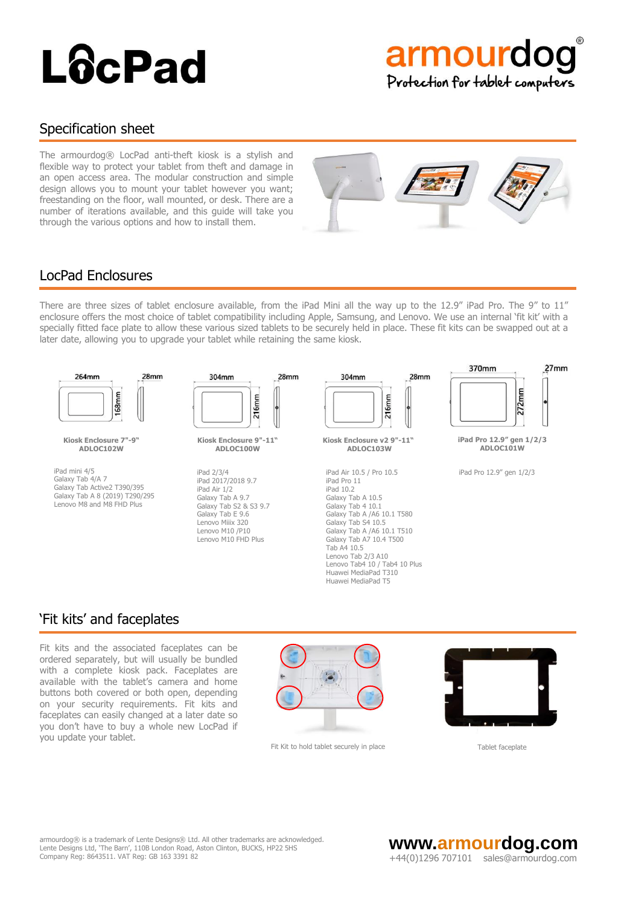# LocPad

**armourdog®** *Protection for tablet computers*

## Specification sheet

The armourdog® LocPad anti-theft kiosk is a stylish and flexible way to protect your tablet from theft and damage in an open access area. The modular construction and simple design allows you to mount your tablet however you want; freestanding on the floor, wall mounted, or desk. There are a number of iterations available, and this guide will take you through the various options and how to install them.

## LocPad Enclosures

There are three sizes of tablet enclosure available, from the iPad Mini all the way up to the 12.9" iPad Pro. The 9" to 11" enclosure offers the most choice of tablet compatibility including Apple, Samsung, and Lenovo. We use an internal 'fit kit' with a specially fitted face plate to allow these various sized tablets to be securely held in place. These fit kits can be swapped out at a later date, allowing you to upgrade your tablet while retaining the same kiosk.

264mm × 168mm × 28mm

**Kiosk Enclosure 7"-9"**
**ADLOC102W**

- iPad mini 4/5
- Galaxy Tab 4/A 7
- Galaxy Tab Active2 T390/395
- Galaxy Tab A 8 (2019) T290/295
- Lenovo M8 and M8 FHD Plus

304mm × 216mm × 28mm

**Kiosk Enclosure 9"-11"**
**ADLOC100W**

- iPad 2/3/4
- iPad 2017/2018 9.7
- iPad Air 1/2
- Galaxy Tab A 9.7
- Galaxy Tab S2 & S3 9.7
- Galaxy Tab E 9.6
- Lenovo Miiix 320
- Lenovo M10 /P10
- Lenovo M10 FHD Plus

304mm × 216mm × 28mm

**Kiosk Enclosure v2 9"-11"**
**ADLOC103W**

- iPad Air 10.5 / Pro 10.5
- iPad Pro 11
- iPad 10.2
- Galaxy Tab A 10.5
- Galaxy Tab 4 10.1
- Galaxy Tab A /A6 10.1 T580
- Galaxy Tab S4 10.5
- Galaxy Tab A /A6 10.1 T510
- Galaxy Tab A7 10.4 T500
- Tab A4 10.5
- Lenovo Tab 2/3 A10
- Lenovo Tab4 10 / Tab4 10 Plus
- Huawei MediaPad T310
- Huawei MediaPad T5

370mm × 272mm × 27mm

**iPad Pro 12.9" gen 1/2/3**
**ADLOC101W**

- iPad Pro 12.9" gen 1/2/3

## 'Fit kits' and faceplates

Fit kits and the associated faceplates can be ordered separately, but will usually be bundled with a complete kiosk pack. Faceplates are available with the tablet's camera and home buttons both covered or both open, depending on your security requirements. Fit kits and faceplates can easily changed at a later date so you don't have to buy a whole new LocPad if you update your tablet.

Fit Kit to hold tablet securely in place

Tablet faceplate

armourdog® is a trademark of Lente Designs® Ltd. All other trademarks are acknowledged.
Lente Designs Ltd, 'The Barn', 110B London Road, Aston Clinton, BUCKS, HP22 5HS
Company Reg: 8643511. VAT Reg: GB 163 3391 82

**www.armourdog.com**
+44(0)1296 707101 sales@armourdog.com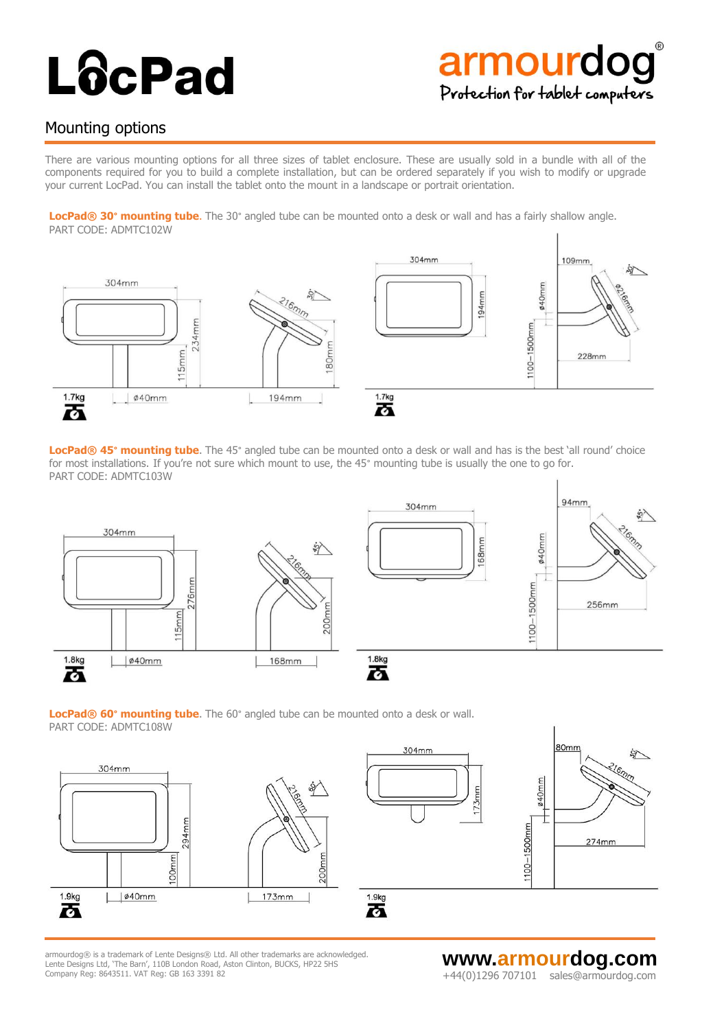# LocPad

armourdog®
Protection for tablet computers

## Mounting options

There are various mounting options for all three sizes of tablet enclosure. These are usually sold in a bundle with all of the components required for you to build a complete installation, but can be ordered separately if you wish to modify or upgrade your current LocPad. You can install the tablet onto the mount in a landscape or portrait orientation.

**LocPad® 30° mounting tube**. The 30° angled tube can be mounted onto a desk or wall and has a fairly shallow angle.
PART CODE: ADMTC102W

304mm, 234mm, 115mm, ø40mm, 216mm, 30°, 180mm, 194mm, 1.7kg

304mm, 194mm, ø40mm, 1100–1500mm, 109mm, 216mm, 30°, 228mm, 1.7kg

**LocPad® 45° mounting tube**. The 45° angled tube can be mounted onto a desk or wall and has is the best 'all round' choice for most installations. If you're not sure which mount to use, the 45° mounting tube is usually the one to go for.
PART CODE: ADMTC103W

304mm, 276mm, 115mm, ø40mm, 216mm, 45°, 200mm, 168mm, 1.8kg

304mm, 168mm, ø40mm, 1100–1500mm, 94mm, 216mm, 45°, 256mm, 1.8kg

**LocPad® 60° mounting tube**. The 60° angled tube can be mounted onto a desk or wall.
PART CODE: ADMTC108W

304mm, 294mm, 100mm, ø40mm, 216mm, 60°, 200mm, 173mm, 1.9kg

304mm, 173mm, ø40mm, 1100–1500mm, 80mm, 216mm, 30°, 274mm, 1.9kg

armourdog® is a trademark of Lente Designs® Ltd. All other trademarks are acknowledged.
Lente Designs Ltd, 'The Barn', 110B London Road, Aston Clinton, BUCKS, HP22 5HS
Company Reg: 8643511. VAT Reg: GB 163 3391 82

www.armourdog.com
+44(0)1296 707101 sales@armourdog.com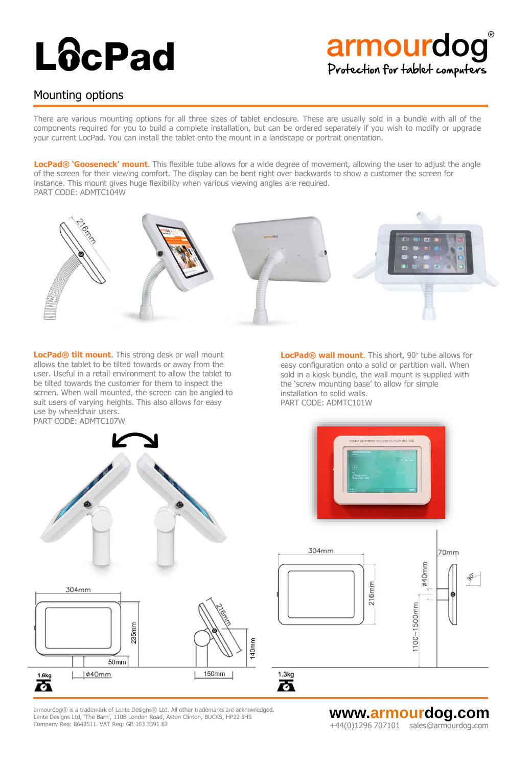# LocPad

armourdog®
Protection for tablet computers

## Mounting options

There are various mounting options for all three sizes of tablet enclosure. These are usually sold in a bundle with all of the components required for you to build a complete installation, but can be ordered separately if you wish to modify or upgrade your current LocPad. You can install the tablet onto the mount in a landscape or portrait orientation.

**LocPad® 'Gooseneck' mount**. This flexible tube allows for a wide degree of movement, allowing the user to adjust the angle of the screen for their viewing comfort. The display can be bent right over backwards to show a customer the screen for instance. This mount gives huge flexibility when various viewing angles are required.
PART CODE: ADMTC104W

**LocPad® tilt mount**. This strong desk or wall mount allows the tablet to be tilted towards or away from the user. Useful in a retail environment to allow the tablet to be tilted towards the customer for them to inspect the screen. When wall mounted, the screen can be angled to suit users of varying heights. This also allows for easy use by wheelchair users.
PART CODE: ADMTC107W

**LocPad® wall mount**. This short, 90° tube allows for easy configuration onto a solid or partition wall. When sold in a kiosk bundle, the wall mount is supplied with the 'screw mounting base' to allow for simple installation to solid walls.
PART CODE: ADMTC101W

armourdog® is a trademark of Lente Designs® Ltd. All other trademarks are acknowledged.
Lente Designs Ltd, 'The Barn', 110B London Road, Aston Clinton, BUCKS, HP22 5HS
Company Reg: 8643511. VAT Reg: GB 163 3391 82

www.armourdog.com
+44(0)1296 707101 sales@armourdog.com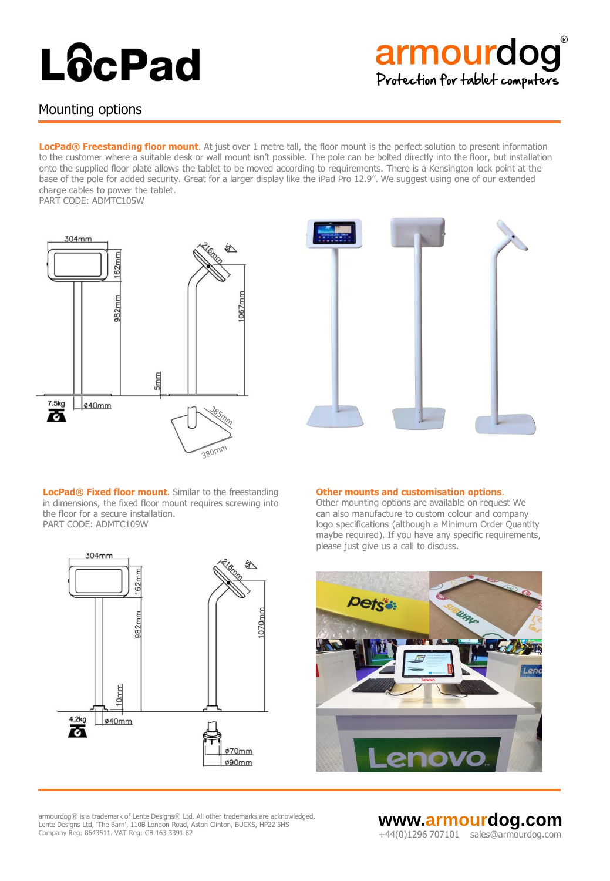# LocPad

**armourdog**®
Protection for tablet computers

## Mounting options

**LocPad® Freestanding floor mount**. At just over 1 metre tall, the floor mount is the perfect solution to present information to the customer where a suitable desk or wall mount isn't possible. The pole can be bolted directly into the floor, but installation onto the supplied floor plate allows the tablet to be moved according to requirements. There is a Kensington lock point at the base of the pole for added security. Great for a larger display like the iPad Pro 12.9". We suggest using one of our extended charge cables to power the tablet.
PART CODE: ADMTC105W

304mm 162mm 982mm 216mm 45° 1067mm 5mm 7.5kg ø40mm 385mm 380mm

**LocPad® Fixed floor mount**. Similar to the freestanding in dimensions, the fixed floor mount requires screwing into the floor for a secure installation.
PART CODE: ADMTC109W

304mm 162mm 982mm 10mm 216mm 45° 1070mm 4.2kg ø40mm ø70mm ø90mm

**Other mounts and customisation options**.
Other mounting options are available on request We can also manufacture to custom colour and company logo specifications (although a Minimum Order Quantity maybe required). If you have any specific requirements, please just give us a call to discuss.

armourdog® is a trademark of Lente Designs® Ltd. All other trademarks are acknowledged.
Lente Designs Ltd, 'The Barn', 110B London Road, Aston Clinton, BUCKS, HP22 5HS
Company Reg: 8643511. VAT Reg: GB 163 3391 82

**www.armourdog.com**
+44(0)1296 707101 sales@armourdog.com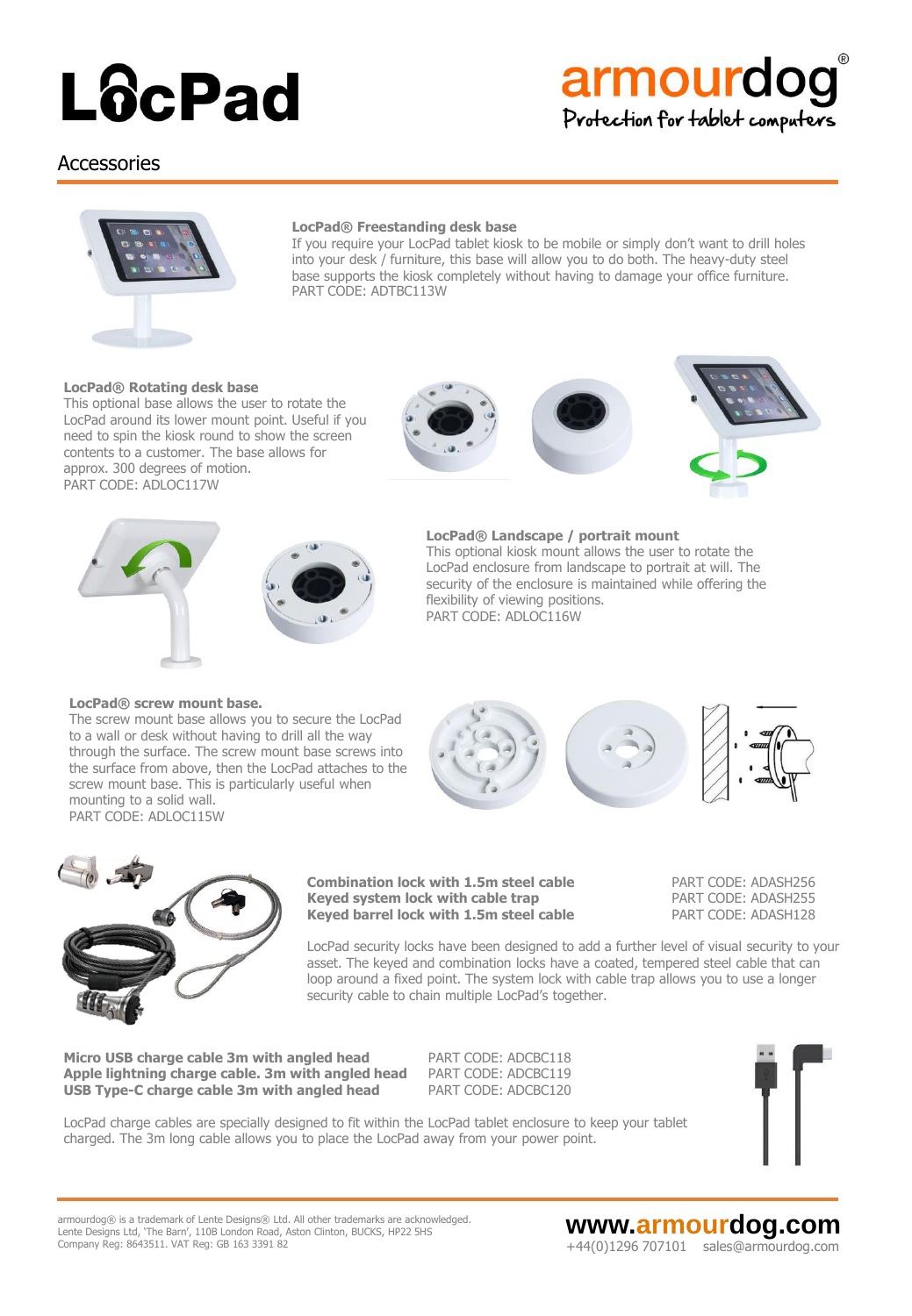# LocPad

**armourdog®**
Protection for tablet computers

## Accessories

**LocPad® Freestanding desk base**
If you require your LocPad tablet kiosk to be mobile or simply don't want to drill holes into your desk / furniture, this base will allow you to do both. The heavy-duty steel base supports the kiosk completely without having to damage your office furniture.
PART CODE: ADTBC113W

**LocPad® Rotating desk base**
This optional base allows the user to rotate the LocPad around its lower mount point. Useful if you need to spin the kiosk round to show the screen contents to a customer. The base allows for approx. 300 degrees of motion.
PART CODE: ADLOC117W

**LocPad® Landscape / portrait mount**
This optional kiosk mount allows the user to rotate the LocPad enclosure from landscape to portrait at will. The security of the enclosure is maintained while offering the flexibility of viewing positions.
PART CODE: ADLOC116W

**LocPad® screw mount base.**
The screw mount base allows you to secure the LocPad to a wall or desk without having to drill all the way through the surface. The screw mount base screws into the surface from above, then the LocPad attaches to the screw mount base. This is particularly useful when mounting to a solid wall.
PART CODE: ADLOC115W

| | |
|---|---|
| **Combination lock with 1.5m steel cable** | PART CODE: ADASH256 |
| **Keyed system lock with cable trap** | PART CODE: ADASH255 |
| **Keyed barrel lock with 1.5m steel cable** | PART CODE: ADASH128 |

LocPad security locks have been designed to add a further level of visual security to your asset. The keyed and combination locks have a coated, tempered steel cable that can loop around a fixed point. The system lock with cable trap allows you to use a longer security cable to chain multiple LocPad's together.

| | |
|---|---|
| **Micro USB charge cable 3m with angled head** | PART CODE: ADCBC118 |
| **Apple lightning charge cable. 3m with angled head** | PART CODE: ADCBC119 |
| **USB Type-C charge cable 3m with angled head** | PART CODE: ADCBC120 |

LocPad charge cables are specially designed to fit within the LocPad tablet enclosure to keep your tablet charged. The 3m long cable allows you to place the LocPad away from your power point.

armourdog® is a trademark of Lente Designs® Ltd. All other trademarks are acknowledged.
Lente Designs Ltd, 'The Barn', 110B London Road, Aston Clinton, BUCKS, HP22 5HS
Company Reg: 8643511. VAT Reg: GB 163 3391 82

**www.armourdog.com**
+44(0)1296 707101 sales@armourdog.com